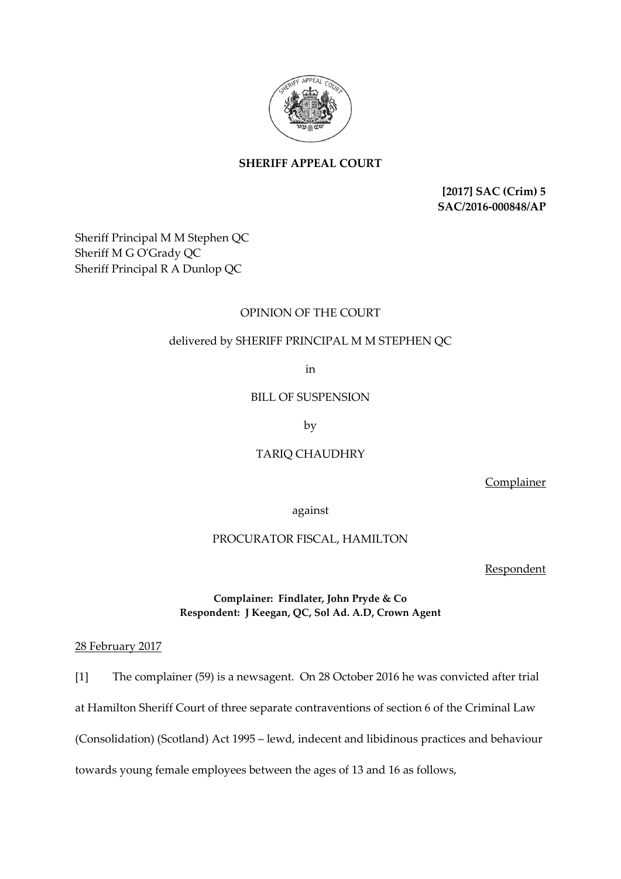**SHERIFF APPEAL COURT**

**[2017] SAC (Crim) 5**
**SAC/2016-000848/AP**

Sheriff Principal M M Stephen QC
Sheriff M G O'Grady QC
Sheriff Principal R A Dunlop QC

OPINION OF THE COURT

delivered by SHERIFF PRINCIPAL M M STEPHEN QC

in

BILL OF SUSPENSION

by

TARIQ CHAUDHRY

Complainer

against

PROCURATOR FISCAL, HAMILTON

Respondent

**Complainer: Findlater, John Pryde & Co**
**Respondent: J Keegan, QC, Sol Ad. A.D, Crown Agent**

28 February 2017

[1] The complainer (59) is a newsagent. On 28 October 2016 he was convicted after trial at Hamilton Sheriff Court of three separate contraventions of section 6 of the Criminal Law (Consolidation) (Scotland) Act 1995 – lewd, indecent and libidinous practices and behaviour towards young female employees between the ages of 13 and 16 as follows,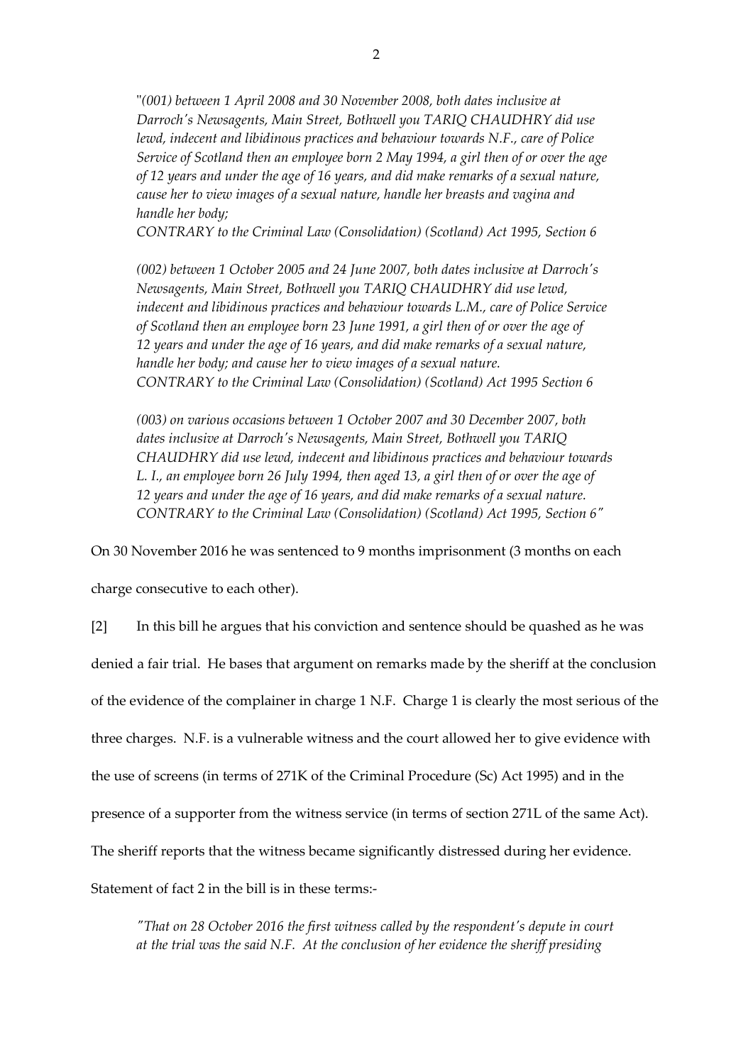"*(001) between 1 April 2008 and 30 November 2008, both dates inclusive at Darroch's Newsagents, Main Street, Bothwell you TARIQ CHAUDHRY did use lewd, indecent and libidinous practices and behaviour towards N.F., care of Police Service of Scotland then an employee born 2 May 1994, a girl then of or over the age of 12 years and under the age of 16 years, and did make remarks of a sexual nature, cause her to view images of a sexual nature, handle her breasts and vagina and handle her body;*
*CONTRARY to the Criminal Law (Consolidation) (Scotland) Act 1995, Section 6*

*(002) between 1 October 2005 and 24 June 2007, both dates inclusive at Darroch's Newsagents, Main Street, Bothwell you TARIQ CHAUDHRY did use lewd, indecent and libidinous practices and behaviour towards L.M., care of Police Service of Scotland then an employee born 23 June 1991, a girl then of or over the age of 12 years and under the age of 16 years, and did make remarks of a sexual nature, handle her body; and cause her to view images of a sexual nature.*
*CONTRARY to the Criminal Law (Consolidation) (Scotland) Act 1995 Section 6*

*(003) on various occasions between 1 October 2007 and 30 December 2007, both dates inclusive at Darroch's Newsagents, Main Street, Bothwell you TARIQ CHAUDHRY did use lewd, indecent and libidinous practices and behaviour towards L. I., an employee born 26 July 1994, then aged 13, a girl then of or over the age of 12 years and under the age of 16 years, and did make remarks of a sexual nature.*
*CONTRARY to the Criminal Law (Consolidation) (Scotland) Act 1995, Section 6"*

On 30 November 2016 he was sentenced to 9 months imprisonment (3 months on each charge consecutive to each other).

[2] In this bill he argues that his conviction and sentence should be quashed as he was denied a fair trial. He bases that argument on remarks made by the sheriff at the conclusion of the evidence of the complainer in charge 1 N.F. Charge 1 is clearly the most serious of the three charges. N.F. is a vulnerable witness and the court allowed her to give evidence with the use of screens (in terms of 271K of the Criminal Procedure (Sc) Act 1995) and in the presence of a supporter from the witness service (in terms of section 271L of the same Act). The sheriff reports that the witness became significantly distressed during her evidence. Statement of fact 2 in the bill is in these terms:-

*"That on 28 October 2016 the first witness called by the respondent's depute in court at the trial was the said N.F. At the conclusion of her evidence the sheriff presiding*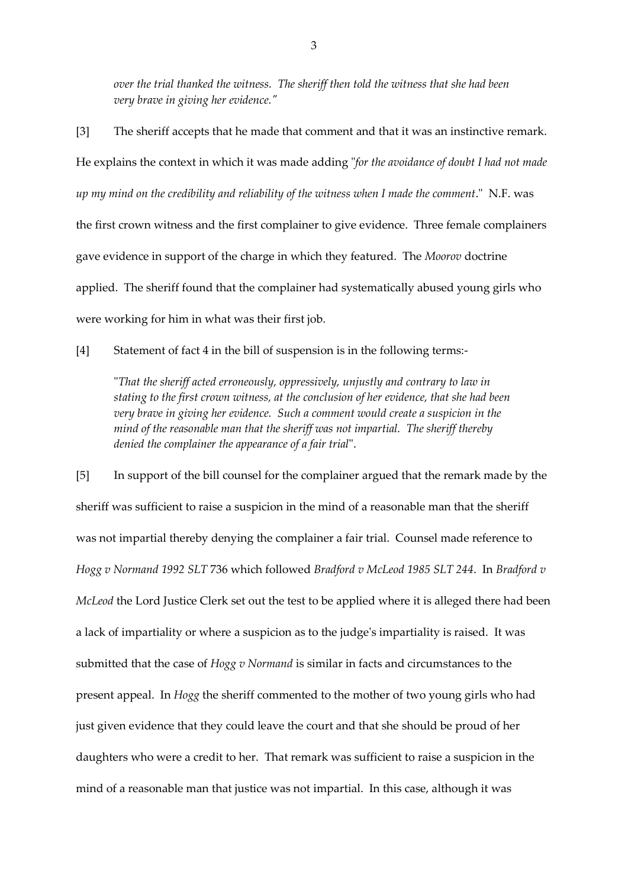*over the trial thanked the witness. The sheriff then told the witness that she had been very brave in giving her evidence."*

[3] The sheriff accepts that he made that comment and that it was an instinctive remark. He explains the context in which it was made adding "*for the avoidance of doubt I had not made up my mind on the credibility and reliability of the witness when I made the comment*." N.F. was the first crown witness and the first complainer to give evidence. Three female complainers gave evidence in support of the charge in which they featured. The *Moorov* doctrine applied. The sheriff found that the complainer had systematically abused young girls who were working for him in what was their first job.

[4] Statement of fact 4 in the bill of suspension is in the following terms:-

> "*That the sheriff acted erroneously, oppressively, unjustly and contrary to law in stating to the first crown witness, at the conclusion of her evidence, that she had been very brave in giving her evidence. Such a comment would create a suspicion in the mind of the reasonable man that the sheriff was not impartial. The sheriff thereby denied the complainer the appearance of a fair trial*".

[5] In support of the bill counsel for the complainer argued that the remark made by the sheriff was sufficient to raise a suspicion in the mind of a reasonable man that the sheriff was not impartial thereby denying the complainer a fair trial. Counsel made reference to *Hogg v Normand 1992 SLT* 736 which followed *Bradford v McLeod 1985 SLT 244*. In *Bradford v McLeod* the Lord Justice Clerk set out the test to be applied where it is alleged there had been a lack of impartiality or where a suspicion as to the judge's impartiality is raised. It was submitted that the case of *Hogg v Normand* is similar in facts and circumstances to the present appeal. In *Hogg* the sheriff commented to the mother of two young girls who had just given evidence that they could leave the court and that she should be proud of her daughters who were a credit to her. That remark was sufficient to raise a suspicion in the mind of a reasonable man that justice was not impartial. In this case, although it was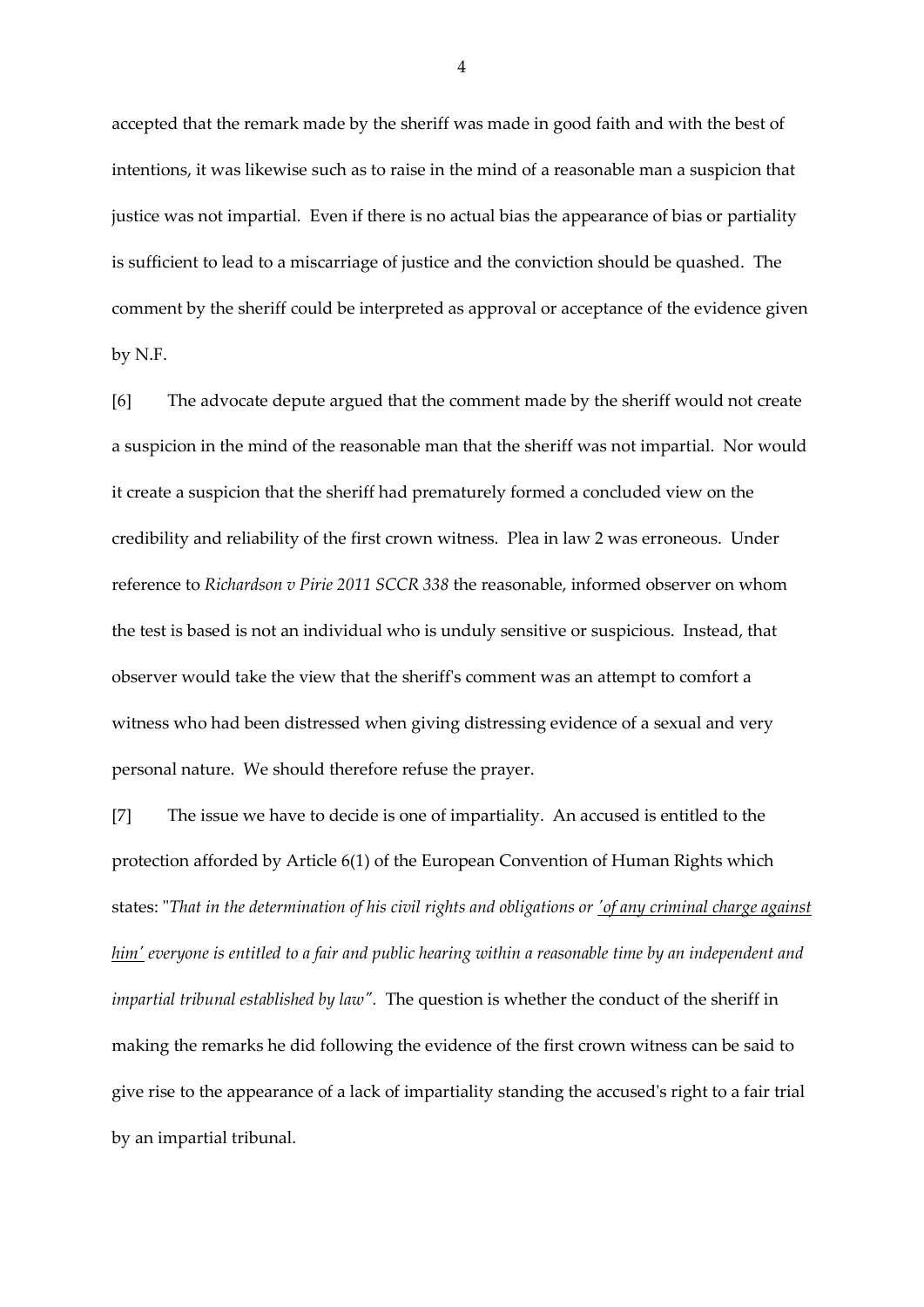accepted that the remark made by the sheriff was made in good faith and with the best of intentions, it was likewise such as to raise in the mind of a reasonable man a suspicion that justice was not impartial. Even if there is no actual bias the appearance of bias or partiality is sufficient to lead to a miscarriage of justice and the conviction should be quashed. The comment by the sheriff could be interpreted as approval or acceptance of the evidence given by N.F.

[6] The advocate depute argued that the comment made by the sheriff would not create a suspicion in the mind of the reasonable man that the sheriff was not impartial. Nor would it create a suspicion that the sheriff had prematurely formed a concluded view on the credibility and reliability of the first crown witness. Plea in law 2 was erroneous. Under reference to *Richardson v Pirie 2011 SCCR 338* the reasonable, informed observer on whom the test is based is not an individual who is unduly sensitive or suspicious. Instead, that observer would take the view that the sheriff's comment was an attempt to comfort a witness who had been distressed when giving distressing evidence of a sexual and very personal nature. We should therefore refuse the prayer.

[7] The issue we have to decide is one of impartiality. An accused is entitled to the protection afforded by Article 6(1) of the European Convention of Human Rights which states: "*That in the determination of his civil rights and obligations or <u>'of any criminal charge against him'</u> everyone is entitled to a fair and public hearing within a reasonable time by an independent and impartial tribunal established by law".* The question is whether the conduct of the sheriff in making the remarks he did following the evidence of the first crown witness can be said to give rise to the appearance of a lack of impartiality standing the accused's right to a fair trial by an impartial tribunal.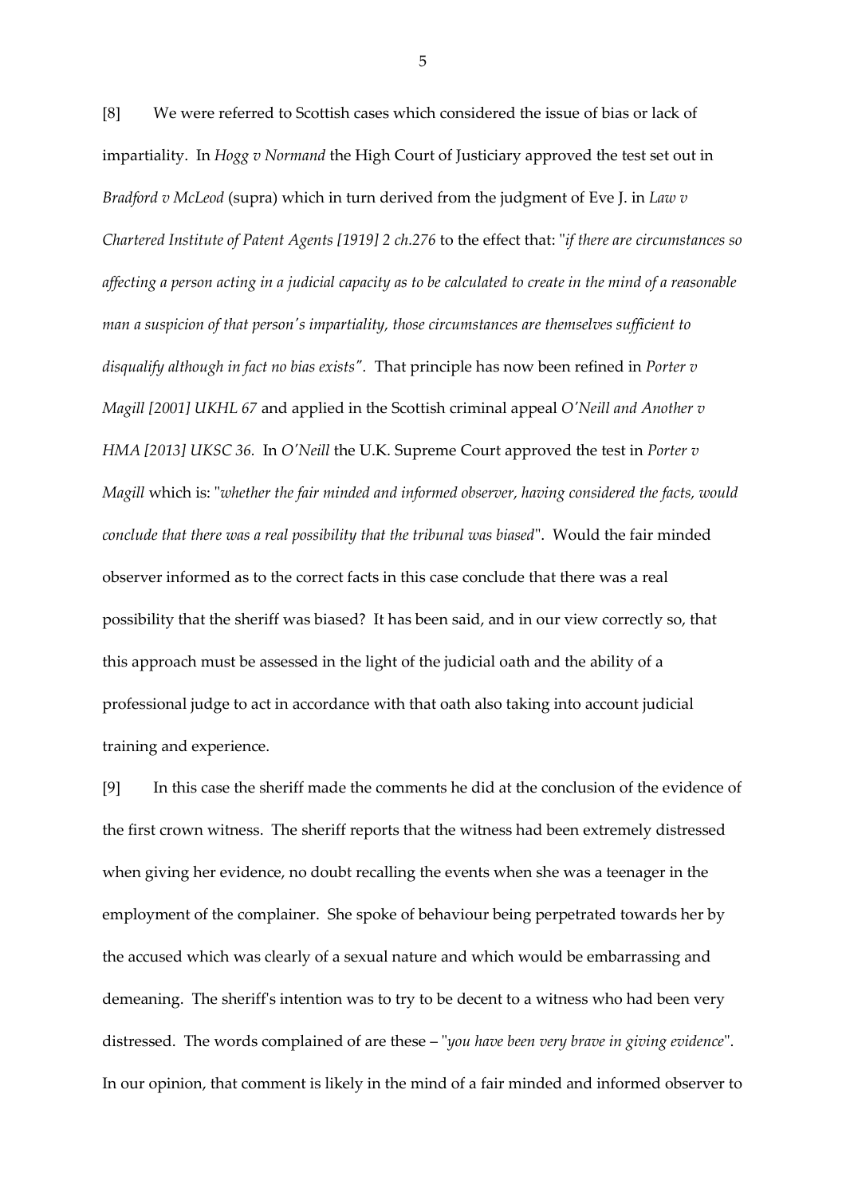[8] We were referred to Scottish cases which considered the issue of bias or lack of impartiality. In *Hogg v Normand* the High Court of Justiciary approved the test set out in *Bradford v McLeod* (supra) which in turn derived from the judgment of Eve J. in *Law v Chartered Institute of Patent Agents [1919] 2 ch.276* to the effect that: "*if there are circumstances so affecting a person acting in a judicial capacity as to be calculated to create in the mind of a reasonable man a suspicion of that person's impartiality, those circumstances are themselves sufficient to disqualify although in fact no bias exists"*. That principle has now been refined in *Porter v Magill [2001] UKHL 67* and applied in the Scottish criminal appeal *O'Neill and Another v HMA [2013] UKSC 36.* In *O'Neill* the U.K. Supreme Court approved the test in *Porter v Magill* which is: "*whether the fair minded and informed observer, having considered the facts, would conclude that there was a real possibility that the tribunal was biased*". Would the fair minded observer informed as to the correct facts in this case conclude that there was a real possibility that the sheriff was biased? It has been said, and in our view correctly so, that this approach must be assessed in the light of the judicial oath and the ability of a professional judge to act in accordance with that oath also taking into account judicial training and experience.

[9] In this case the sheriff made the comments he did at the conclusion of the evidence of the first crown witness. The sheriff reports that the witness had been extremely distressed when giving her evidence, no doubt recalling the events when she was a teenager in the employment of the complainer. She spoke of behaviour being perpetrated towards her by the accused which was clearly of a sexual nature and which would be embarrassing and demeaning. The sheriff's intention was to try to be decent to a witness who had been very distressed. The words complained of are these – "*you have been very brave in giving evidence*". In our opinion, that comment is likely in the mind of a fair minded and informed observer to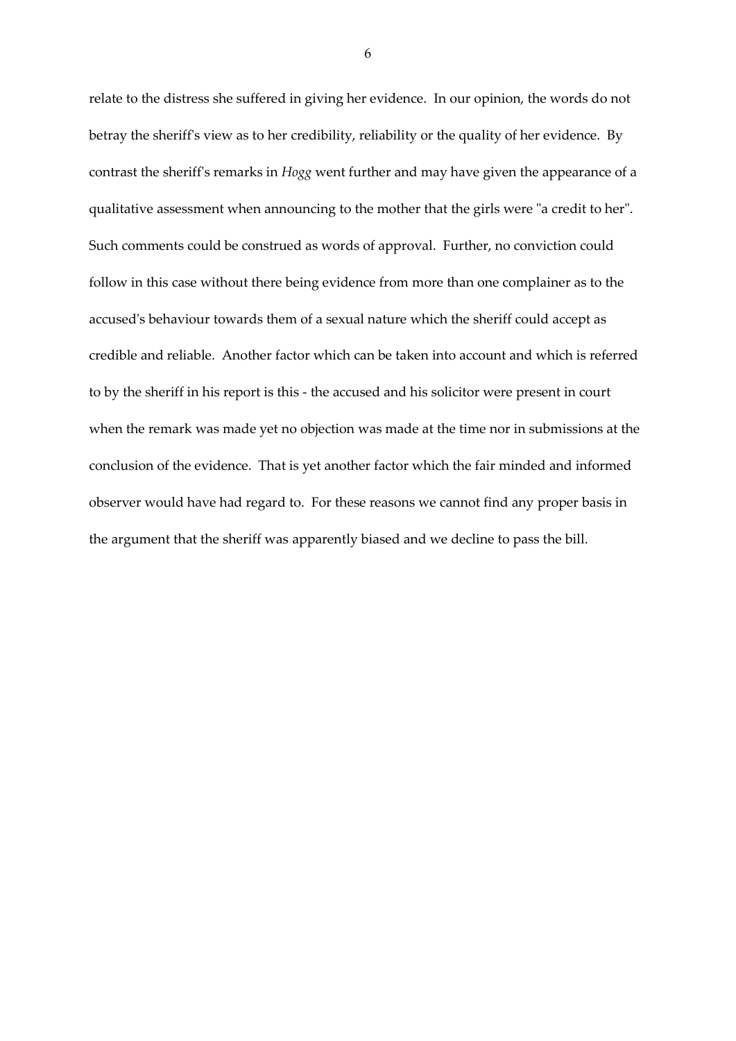relate to the distress she suffered in giving her evidence. In our opinion, the words do not betray the sheriff's view as to her credibility, reliability or the quality of her evidence. By contrast the sheriff's remarks in *Hogg* went further and may have given the appearance of a qualitative assessment when announcing to the mother that the girls were "a credit to her". Such comments could be construed as words of approval. Further, no conviction could follow in this case without there being evidence from more than one complainer as to the accused's behaviour towards them of a sexual nature which the sheriff could accept as credible and reliable. Another factor which can be taken into account and which is referred to by the sheriff in his report is this - the accused and his solicitor were present in court when the remark was made yet no objection was made at the time nor in submissions at the conclusion of the evidence. That is yet another factor which the fair minded and informed observer would have had regard to. For these reasons we cannot find any proper basis in the argument that the sheriff was apparently biased and we decline to pass the bill.